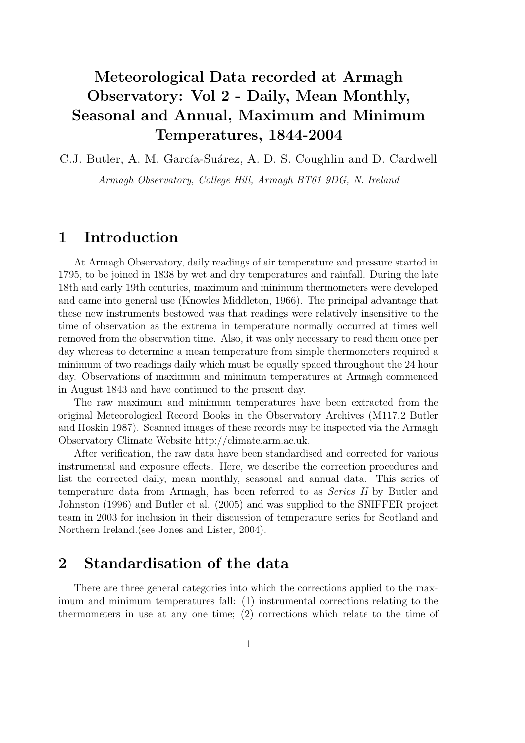# Meteorological Data recorded at Armagh Observatory: Vol 2 - Daily, Mean Monthly, Seasonal and Annual, Maximum and Minimum Temperatures, 1844-2004

C.J. Butler, A. M. García-Suárez, A. D. S. Coughlin and D. Cardwell

*Armagh Observatory, College Hill, Armagh BT61 9DG, N. Ireland*

## 1 Introduction

At Armagh Observatory, daily readings of air temperature and pressure started in 1795, to be joined in 1838 by wet and dry temperatures and rainfall. During the late 18th and early 19th centuries, maximum and minimum thermometers were developed and came into general use (Knowles Middleton, 1966). The principal advantage that these new instruments bestowed was that readings were relatively insensitive to the time of observation as the extrema in temperature normally occurred at times well removed from the observation time. Also, it was only necessary to read them once per day whereas to determine a mean temperature from simple thermometers required a minimum of two readings daily which must be equally spaced throughout the 24 hour day. Observations of maximum and minimum temperatures at Armagh commenced in August 1843 and have continued to the present day.

The raw maximum and minimum temperatures have been extracted from the original Meteorological Record Books in the Observatory Archives (M117.2 Butler and Hoskin 1987). Scanned images of these records may be inspected via the Armagh Observatory Climate Website http://climate.arm.ac.uk.

After verification, the raw data have been standardised and corrected for various instrumental and exposure effects. Here, we describe the correction procedures and list the corrected daily, mean monthly, seasonal and annual data. This series of temperature data from Armagh, has been referred to as *Series II* by Butler and Johnston (1996) and Butler et al. (2005) and was supplied to the SNIFFER project team in 2003 for inclusion in their discussion of temperature series for Scotland and Northern Ireland.(see Jones and Lister, 2004).

## 2 Standardisation of the data

There are three general categories into which the corrections applied to the maximum and minimum temperatures fall: (1) instrumental corrections relating to the thermometers in use at any one time; (2) corrections which relate to the time of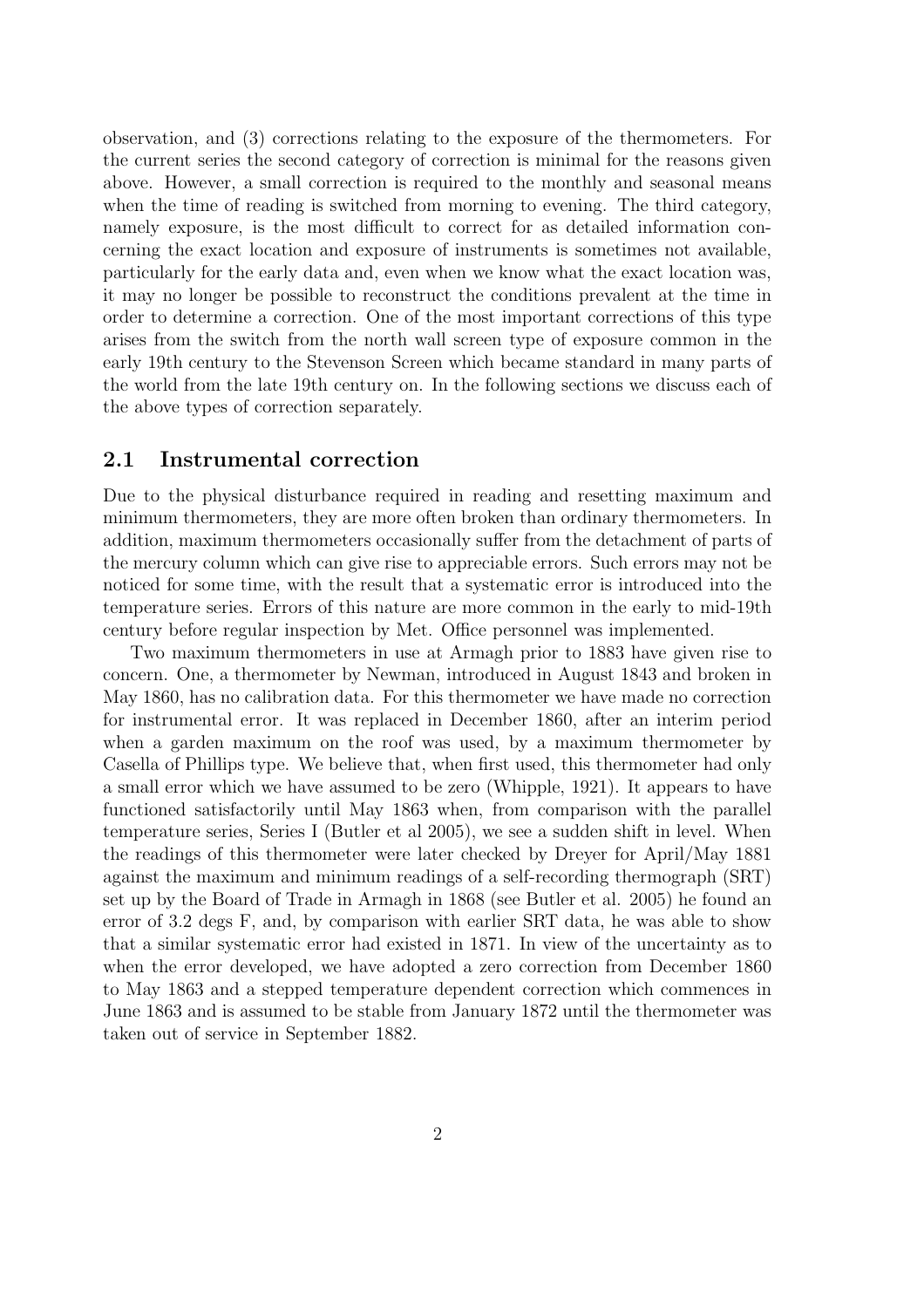observation, and (3) corrections relating to the exposure of the thermometers. For the current series the second category of correction is minimal for the reasons given above. However, a small correction is required to the monthly and seasonal means when the time of reading is switched from morning to evening. The third category, namely exposure, is the most difficult to correct for as detailed information concerning the exact location and exposure of instruments is sometimes not available, particularly for the early data and, even when we know what the exact location was, it may no longer be possible to reconstruct the conditions prevalent at the time in order to determine a correction. One of the most important corrections of this type arises from the switch from the north wall screen type of exposure common in the early 19th century to the Stevenson Screen which became standard in many parts of the world from the late 19th century on. In the following sections we discuss each of the above types of correction separately.

## 2.1 Instrumental correction

Due to the physical disturbance required in reading and resetting maximum and minimum thermometers, they are more often broken than ordinary thermometers. In addition, maximum thermometers occasionally suffer from the detachment of parts of the mercury column which can give rise to appreciable errors. Such errors may not be noticed for some time, with the result that a systematic error is introduced into the temperature series. Errors of this nature are more common in the early to mid-19th century before regular inspection by Met. Office personnel was implemented.

Two maximum thermometers in use at Armagh prior to 1883 have given rise to concern. One, a thermometer by Newman, introduced in August 1843 and broken in May 1860, has no calibration data. For this thermometer we have made no correction for instrumental error. It was replaced in December 1860, after an interim period when a garden maximum on the roof was used, by a maximum thermometer by Casella of Phillips type. We believe that, when first used, this thermometer had only a small error which we have assumed to be zero (Whipple, 1921). It appears to have functioned satisfactorily until May 1863 when, from comparison with the parallel temperature series, Series I (Butler et al 2005), we see a sudden shift in level. When the readings of this thermometer were later checked by Dreyer for April/May 1881 against the maximum and minimum readings of a self-recording thermograph (SRT) set up by the Board of Trade in Armagh in 1868 (see Butler et al. 2005) he found an error of 3.2 degs F, and, by comparison with earlier SRT data, he was able to show that a similar systematic error had existed in 1871. In view of the uncertainty as to when the error developed, we have adopted a zero correction from December 1860 to May 1863 and a stepped temperature dependent correction which commences in June 1863 and is assumed to be stable from January 1872 until the thermometer was taken out of service in September 1882.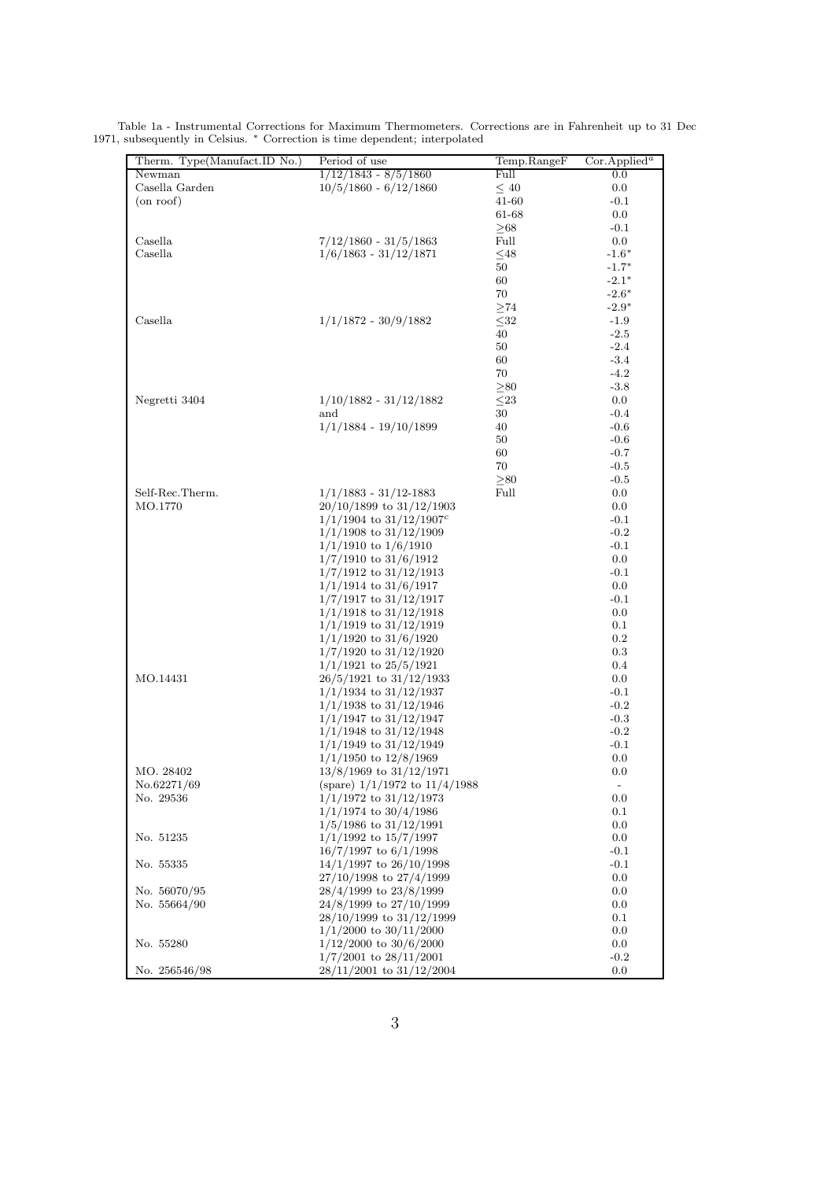Table 1a - Instrumental Corrections for Maximum Thermometers. Corrections are in Fahrenheit up to 31 Dec 1971, subsequently in Celsius. * Correction is time dependent; interpolated

| Therm. Type(Manufact.ID No.) | Period of use | Temp.RangeF | Cor.Applied[a] |
|---|---|---|---|
| Newman | 1/12/1843 - 8/5/1860 | Full | 0.0 |
| Casella Garden | 10/5/1860 - 6/12/1860 | ≤ 40 | 0.0 |
| (on roof) | | 41-60 | -0.1 |
| | | 61-68 | 0.0 |
| | | ≥68 | -0.1 |
| Casella | 7/12/1860 - 31/5/1863 | Full | 0.0 |
| Casella | 1/6/1863 - 31/12/1871 | ≤48 | -1.6* |
| | | 50 | -1.7* |
| | | 60 | -2.1* |
| | | 70 | -2.6* |
| | | ≥74 | -2.9* |
| Casella | 1/1/1872 - 30/9/1882 | ≤32 | -1.9 |
| | | 40 | -2.5 |
| | | 50 | -2.4 |
| | | 60 | -3.4 |
| | | 70 | -4.2 |
| | | ≥80 | -3.8 |
| Negretti 3404 | 1/10/1882 - 31/12/1882 | ≤23 | 0.0 |
| | and | 30 | -0.4 |
| | 1/1/1884 - 19/10/1899 | 40 | -0.6 |
| | | 50 | -0.6 |
| | | 60 | -0.7 |
| | | 70 | -0.5 |
| | | ≥80 | -0.5 |
| Self-Rec.Therm. | 1/1/1883 - 31/12-1883 | Full | 0.0 |
| MO.1770 | 20/10/1899 to 31/12/1903 | | 0.0 |
| | 1/1/1904 to 31/12/1907[c] | | -0.1 |
| | 1/1/1908 to 31/12/1909 | | -0.2 |
| | 1/1/1910 to 1/6/1910 | | -0.1 |
| | 1/7/1910 to 31/6/1912 | | 0.0 |
| | 1/7/1912 to 31/12/1913 | | -0.1 |
| | 1/1/1914 to 31/6/1917 | | 0.0 |
| | 1/7/1917 to 31/12/1917 | | -0.1 |
| | 1/1/1918 to 31/12/1918 | | 0.0 |
| | 1/1/1919 to 31/12/1919 | | 0.1 |
| | 1/1/1920 to 31/6/1920 | | 0.2 |
| | 1/7/1920 to 31/12/1920 | | 0.3 |
| | 1/1/1921 to 25/5/1921 | | 0.4 |
| MO.14431 | 26/5/1921 to 31/12/1933 | | 0.0 |
| | 1/1/1934 to 31/12/1937 | | -0.1 |
| | 1/1/1938 to 31/12/1946 | | -0.2 |
| | 1/1/1947 to 31/12/1947 | | -0.3 |
| | 1/1/1948 to 31/12/1948 | | -0.2 |
| | 1/1/1949 to 31/12/1949 | | -0.1 |
| | 1/1/1950 to 12/8/1969 | | 0.0 |
| MO. 28402 | 13/8/1969 to 31/12/1971 | | 0.0 |
| No.62271/69 | (spare) 1/1/1972 to 11/4/1988 | | - |
| No. 29536 | 1/1/1972 to 31/12/1973 | | 0.0 |
| | 1/1/1974 to 30/4/1986 | | 0.1 |
| | 1/5/1986 to 31/12/1991 | | 0.0 |
| No. 51235 | 1/1/1992 to 15/7/1997 | | 0.0 |
| | 16/7/1997 to 6/1/1998 | | -0.1 |
| No. 55335 | 14/1/1997 to 26/10/1998 | | -0.1 |
| | 27/10/1998 to 27/4/1999 | | 0.0 |
| No. 56070/95 | 28/4/1999 to 23/8/1999 | | 0.0 |
| No. 55664/90 | 24/8/1999 to 27/10/1999 | | 0.0 |
| | 28/10/1999 to 31/12/1999 | | 0.1 |
| | 1/1/2000 to 30/11/2000 | | 0.0 |
| No. 55280 | 1/12/2000 to 30/6/2000 | | 0.0 |
| | 1/7/2001 to 28/11/2001 | | -0.2 |
| No. 256546/98 | 28/11/2001 to 31/12/2004 | | 0.0 |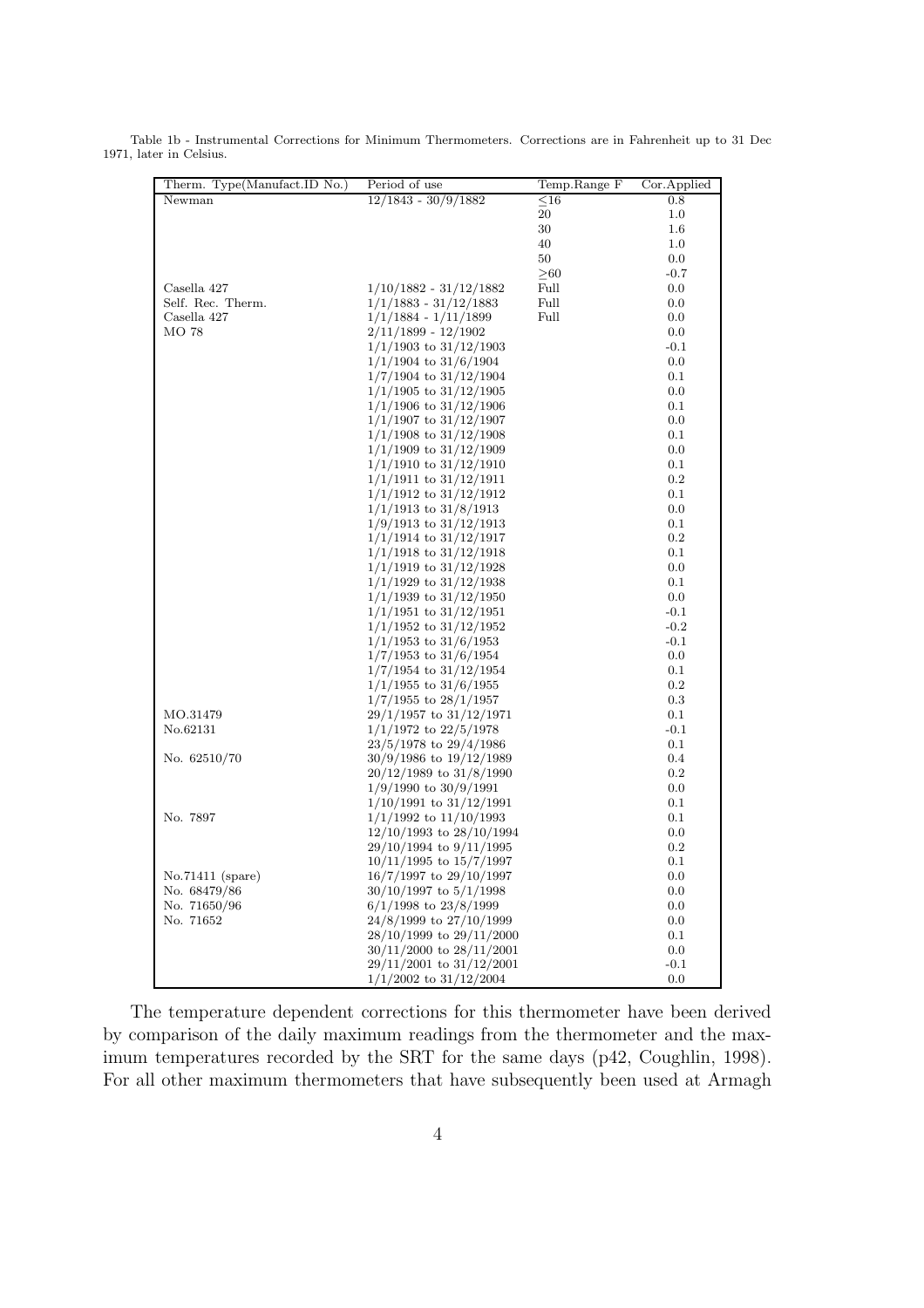Table 1b - Instrumental Corrections for Minimum Thermometers. Corrections are in Fahrenheit up to 31 Dec 1971, later in Celsius.

| Therm. Type(Manufact.ID No.) | Period of use | Temp.Range F | Cor.Applied |
|---|---|---|---|
| Newman | 12/1843 - 30/9/1882 | ≤16 | 0.8 |
| | | 20 | 1.0 |
| | | 30 | 1.6 |
| | | 40 | 1.0 |
| | | 50 | 0.0 |
| | | ≥60 | -0.7 |
| Casella 427 | 1/10/1882 - 31/12/1882 | Full | 0.0 |
| Self. Rec. Therm. | 1/1/1883 - 31/12/1883 | Full | 0.0 |
| Casella 427 | 1/1/1884 - 1/11/1899 | Full | 0.0 |
| MO 78 | 2/11/1899 - 12/1902 | | 0.0 |
| | 1/1/1903 to 31/12/1903 | | -0.1 |
| | 1/1/1904 to 31/6/1904 | | 0.0 |
| | 1/7/1904 to 31/12/1904 | | 0.1 |
| | 1/1/1905 to 31/12/1905 | | 0.0 |
| | 1/1/1906 to 31/12/1906 | | 0.1 |
| | 1/1/1907 to 31/12/1907 | | 0.0 |
| | 1/1/1908 to 31/12/1908 | | 0.1 |
| | 1/1/1909 to 31/12/1909 | | 0.0 |
| | 1/1/1910 to 31/12/1910 | | 0.1 |
| | 1/1/1911 to 31/12/1911 | | 0.2 |
| | 1/1/1912 to 31/12/1912 | | 0.1 |
| | 1/1/1913 to 31/8/1913 | | 0.0 |
| | 1/9/1913 to 31/12/1913 | | 0.1 |
| | 1/1/1914 to 31/12/1917 | | 0.2 |
| | 1/1/1918 to 31/12/1918 | | 0.1 |
| | 1/1/1919 to 31/12/1928 | | 0.0 |
| | 1/1/1929 to 31/12/1938 | | 0.1 |
| | 1/1/1939 to 31/12/1950 | | 0.0 |
| | 1/1/1951 to 31/12/1951 | | -0.1 |
| | 1/1/1952 to 31/12/1952 | | -0.2 |
| | 1/1/1953 to 31/6/1953 | | -0.1 |
| | 1/7/1953 to 31/6/1954 | | 0.0 |
| | 1/7/1954 to 31/12/1954 | | 0.1 |
| | 1/1/1955 to 31/6/1955 | | 0.2 |
| | 1/7/1955 to 28/1/1957 | | 0.3 |
| MO.31479 | 29/1/1957 to 31/12/1971 | | 0.1 |
| No.62131 | 1/1/1972 to 22/5/1978 | | -0.1 |
| | 23/5/1978 to 29/4/1986 | | 0.1 |
| No. 62510/70 | 30/9/1986 to 19/12/1989 | | 0.4 |
| | 20/12/1989 to 31/8/1990 | | 0.2 |
| | 1/9/1990 to 30/9/1991 | | 0.0 |
| | 1/10/1991 to 31/12/1991 | | 0.1 |
| No. 7897 | 1/1/1992 to 11/10/1993 | | 0.1 |
| | 12/10/1993 to 28/10/1994 | | 0.0 |
| | 29/10/1994 to 9/11/1995 | | 0.2 |
| | 10/11/1995 to 15/7/1997 | | 0.1 |
| No.71411 (spare) | 16/7/1997 to 29/10/1997 | | 0.0 |
| No. 68479/86 | 30/10/1997 to 5/1/1998 | | 0.0 |
| No. 71650/96 | 6/1/1998 to 23/8/1999 | | 0.0 |
| No. 71652 | 24/8/1999 to 27/10/1999 | | 0.0 |
| | 28/10/1999 to 29/11/2000 | | 0.1 |
| | 30/11/2000 to 28/11/2001 | | 0.0 |
| | 29/11/2001 to 31/12/2001 | | -0.1 |
| | 1/1/2002 to 31/12/2004 | | 0.0 |

The temperature dependent corrections for this thermometer have been derived by comparison of the daily maximum readings from the thermometer and the maximum temperatures recorded by the SRT for the same days (p42, Coughlin, 1998). For all other maximum thermometers that have subsequently been used at Armagh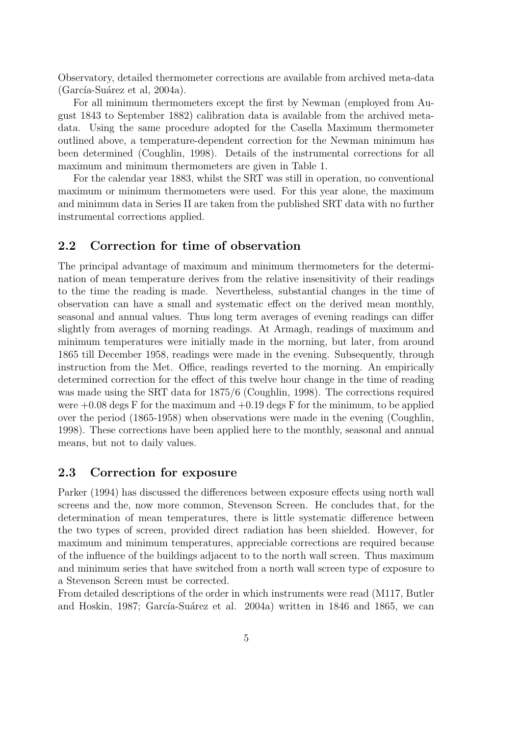Observatory, detailed thermometer corrections are available from archived meta-data (García-Suárez et al, 2004a).

For all minimum thermometers except the first by Newman (employed from August 1843 to September 1882) calibration data is available from the archived meta-data. Using the same procedure adopted for the Casella Maximum thermometer outlined above, a temperature-dependent correction for the Newman minimum has been determined (Coughlin, 1998). Details of the instrumental corrections for all maximum and minimum thermometers are given in Table 1.

For the calendar year 1883, whilst the SRT was still in operation, no conventional maximum or minimum thermometers were used. For this year alone, the maximum and minimum data in Series II are taken from the published SRT data with no further instrumental corrections applied.

## 2.2 Correction for time of observation

The principal advantage of maximum and minimum thermometers for the determination of mean temperature derives from the relative insensitivity of their readings to the time the reading is made. Nevertheless, substantial changes in the time of observation can have a small and systematic effect on the derived mean monthly, seasonal and annual values. Thus long term averages of evening readings can differ slightly from averages of morning readings. At Armagh, readings of maximum and minimum temperatures were initially made in the morning, but later, from around 1865 till December 1958, readings were made in the evening. Subsequently, through instruction from the Met. Office, readings reverted to the morning. An empirically determined correction for the effect of this twelve hour change in the time of reading was made using the SRT data for 1875/6 (Coughlin, 1998). The corrections required were +0.08 degs F for the maximum and +0.19 degs F for the minimum, to be applied over the period (1865-1958) when observations were made in the evening (Coughlin, 1998). These corrections have been applied here to the monthly, seasonal and annual means, but not to daily values.

## 2.3 Correction for exposure

Parker (1994) has discussed the differences between exposure effects using north wall screens and the, now more common, Stevenson Screen. He concludes that, for the determination of mean temperatures, there is little systematic difference between the two types of screen, provided direct radiation has been shielded. However, for maximum and minimum temperatures, appreciable corrections are required because of the influence of the buildings adjacent to to the north wall screen. Thus maximum and minimum series that have switched from a north wall screen type of exposure to a Stevenson Screen must be corrected.

From detailed descriptions of the order in which instruments were read (M117, Butler and Hoskin, 1987; García-Suárez et al. 2004a) written in 1846 and 1865, we can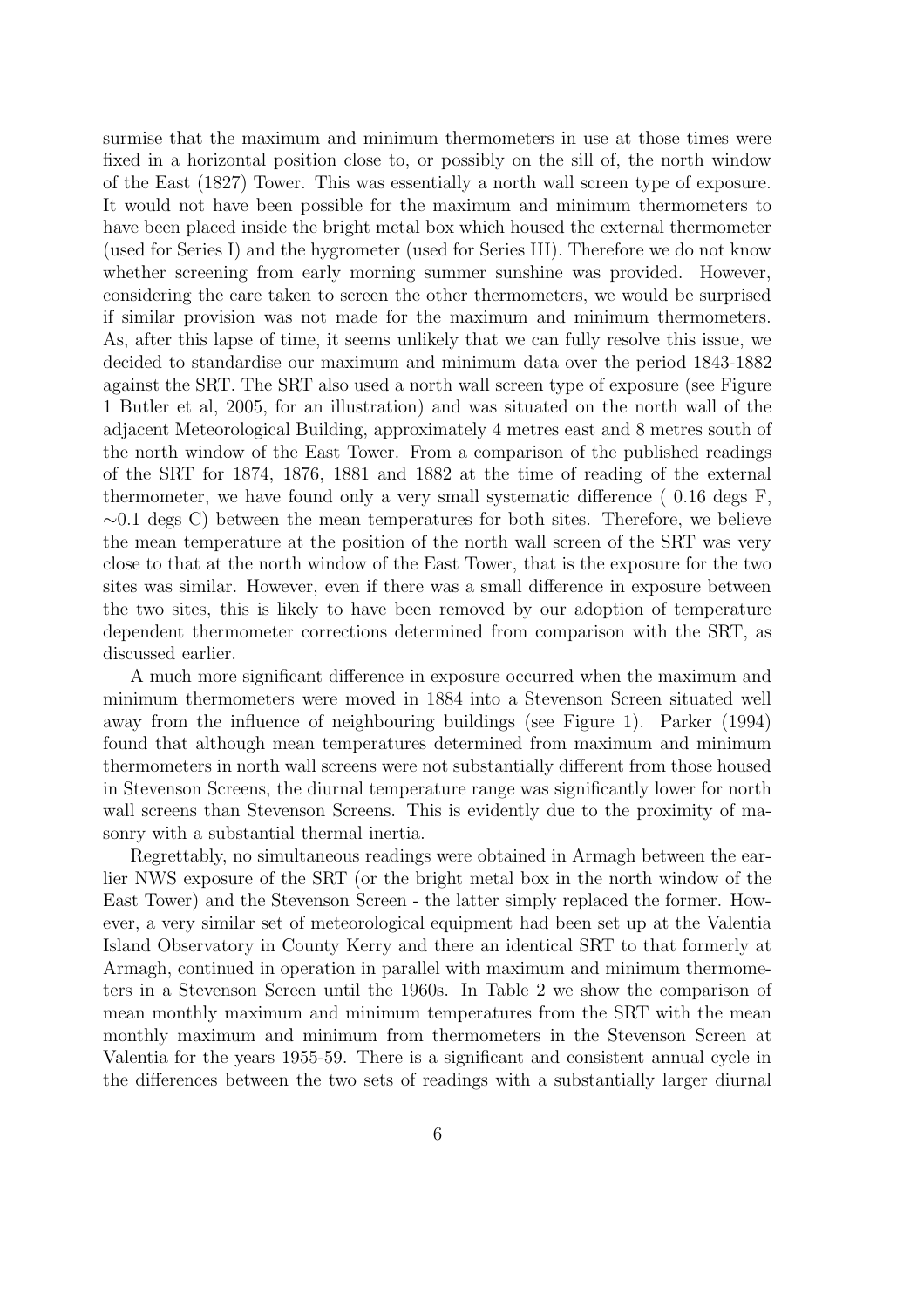surmise that the maximum and minimum thermometers in use at those times were fixed in a horizontal position close to, or possibly on the sill of, the north window of the East (1827) Tower. This was essentially a north wall screen type of exposure. It would not have been possible for the maximum and minimum thermometers to have been placed inside the bright metal box which housed the external thermometer (used for Series I) and the hygrometer (used for Series III). Therefore we do not know whether screening from early morning summer sunshine was provided. However, considering the care taken to screen the other thermometers, we would be surprised if similar provision was not made for the maximum and minimum thermometers. As, after this lapse of time, it seems unlikely that we can fully resolve this issue, we decided to standardise our maximum and minimum data over the period 1843-1882 against the SRT. The SRT also used a north wall screen type of exposure (see Figure 1 Butler et al, 2005, for an illustration) and was situated on the north wall of the adjacent Meteorological Building, approximately 4 metres east and 8 metres south of the north window of the East Tower. From a comparison of the published readings of the SRT for 1874, 1876, 1881 and 1882 at the time of reading of the external thermometer, we have found only a very small systematic difference ( 0.16 degs F, $\sim$0.1 degs C) between the mean temperatures for both sites. Therefore, we believe the mean temperature at the position of the north wall screen of the SRT was very close to that at the north window of the East Tower, that is the exposure for the two sites was similar. However, even if there was a small difference in exposure between the two sites, this is likely to have been removed by our adoption of temperature dependent thermometer corrections determined from comparison with the SRT, as discussed earlier.

A much more significant difference in exposure occurred when the maximum and minimum thermometers were moved in 1884 into a Stevenson Screen situated well away from the influence of neighbouring buildings (see Figure 1). Parker (1994) found that although mean temperatures determined from maximum and minimum thermometers in north wall screens were not substantially different from those housed in Stevenson Screens, the diurnal temperature range was significantly lower for north wall screens than Stevenson Screens. This is evidently due to the proximity of masonry with a substantial thermal inertia.

Regrettably, no simultaneous readings were obtained in Armagh between the earlier NWS exposure of the SRT (or the bright metal box in the north window of the East Tower) and the Stevenson Screen - the latter simply replaced the former. However, a very similar set of meteorological equipment had been set up at the Valentia Island Observatory in County Kerry and there an identical SRT to that formerly at Armagh, continued in operation in parallel with maximum and minimum thermometers in a Stevenson Screen until the 1960s. In Table 2 we show the comparison of mean monthly maximum and minimum temperatures from the SRT with the mean monthly maximum and minimum from thermometers in the Stevenson Screen at Valentia for the years 1955-59. There is a significant and consistent annual cycle in the differences between the two sets of readings with a substantially larger diurnal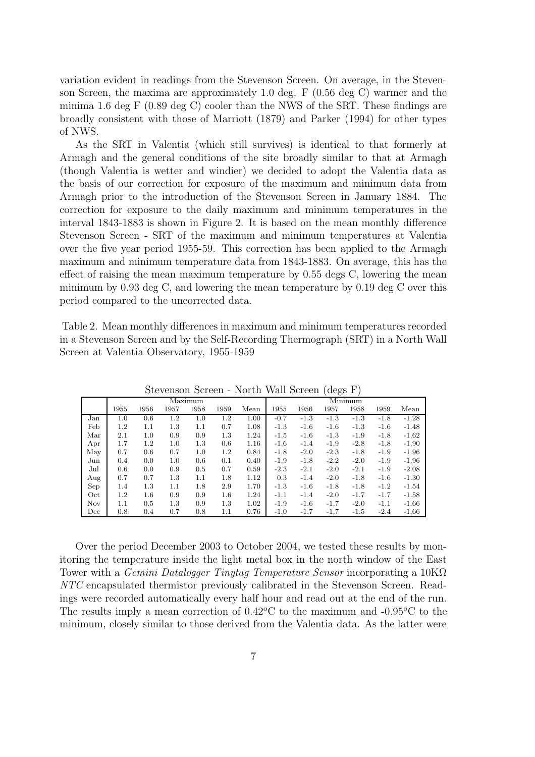variation evident in readings from the Stevenson Screen. On average, in the Stevenson Screen, the maxima are approximately 1.0 deg. F (0.56 deg C) warmer and the minima 1.6 deg F (0.89 deg C) cooler than the NWS of the SRT. These findings are broadly consistent with those of Marriott (1879) and Parker (1994) for other types of NWS.

As the SRT in Valentia (which still survives) is identical to that formerly at Armagh and the general conditions of the site broadly similar to that at Armagh (though Valentia is wetter and windier) we decided to adopt the Valentia data as the basis of our correction for exposure of the maximum and minimum data from Armagh prior to the introduction of the Stevenson Screen in January 1884. The correction for exposure to the daily maximum and minimum temperatures in the interval 1843-1883 is shown in Figure 2. It is based on the mean monthly difference Stevenson Screen - SRT of the maximum and minimum temperatures at Valentia over the five year period 1955-59. This correction has been applied to the Armagh maximum and minimum temperature data from 1843-1883. On average, this has the effect of raising the mean maximum temperature by 0.55 degs C, lowering the mean minimum by 0.93 deg C, and lowering the mean temperature by 0.19 deg C over this period compared to the uncorrected data.

Table 2. Mean monthly differences in maximum and minimum temperatures recorded in a Stevenson Screen and by the Self-Recording Thermograph (SRT) in a North Wall Screen at Valentia Observatory, 1955-1959

Stevenson Screen - North Wall Screen (degs F)

| | Maximum | | | | | | Minimum | | | | | |
|---|---|---|---|---|---|---|---|---|---|---|---|---|
| | 1955 | 1956 | 1957 | 1958 | 1959 | Mean | 1955 | 1956 | 1957 | 1958 | 1959 | Mean |
| Jan | 1.0 | 0.6 | 1.2 | 1.0 | 1.2 | 1.00 | -0.7 | -1.3 | -1.3 | -1.3 | -1.8 | -1.28 |
| Feb | 1.2 | 1.1 | 1.3 | 1.1 | 0.7 | 1.08 | -1.3 | -1.6 | -1.6 | -1.3 | -1.6 | -1.48 |
| Mar | 2.1 | 1.0 | 0.9 | 0.9 | 1.3 | 1.24 | -1.5 | -1.6 | -1.3 | -1.9 | -1.8 | -1.62 |
| Apr | 1.7 | 1.2 | 1.0 | 1.3 | 0.6 | 1.16 | -1.6 | -1.4 | -1.9 | -2.8 | -1,8 | -1.90 |
| May | 0.7 | 0.6 | 0.7 | 1.0 | 1.2 | 0.84 | -1.8 | -2.0 | -2.3 | -1.8 | -1.9 | -1.96 |
| Jun | 0.4 | 0.0 | 1.0 | 0.6 | 0.1 | 0.40 | -1.9 | -1.8 | -2.2 | -2.0 | -1.9 | -1.96 |
| Jul | 0.6 | 0.0 | 0.9 | 0.5 | 0.7 | 0.59 | -2.3 | -2.1 | -2.0 | -2.1 | -1.9 | -2.08 |
| Aug | 0.7 | 0.7 | 1.3 | 1.1 | 1.8 | 1.12 | 0.3 | -1.4 | -2.0 | -1.8 | -1.6 | -1.30 |
| Sep | 1.4 | 1.3 | 1.1 | 1.8 | 2.9 | 1.70 | -1.3 | -1.6 | -1.8 | -1.8 | -1.2 | -1.54 |
| Oct | 1.2 | 1.6 | 0.9 | 0.9 | 1.6 | 1.24 | -1.1 | -1.4 | -2.0 | -1.7 | -1.7 | -1.58 |
| Nov | 1.1 | 0.5 | 1.3 | 0.9 | 1.3 | 1.02 | -1.9 | -1.6 | -1.7 | -2.0 | -1.1 | -1.66 |
| Dec | 0.8 | 0.4 | 0.7 | 0.8 | 1.1 | 0.76 | -1.0 | -1.7 | -1.7 | -1.5 | -2.4 | -1.66 |

Over the period December 2003 to October 2004, we tested these results by monitoring the temperature inside the light metal box in the north window of the East Tower with a *Gemini Datalogger Tinytag Temperature Sensor* incorporating a 10KΩ *NTC* encapsulated thermistor previously calibrated in the Stevenson Screen. Readings were recorded automatically every half hour and read out at the end of the run. The results imply a mean correction of 0.42°C to the maximum and -0.95°C to the minimum, closely similar to those derived from the Valentia data. As the latter were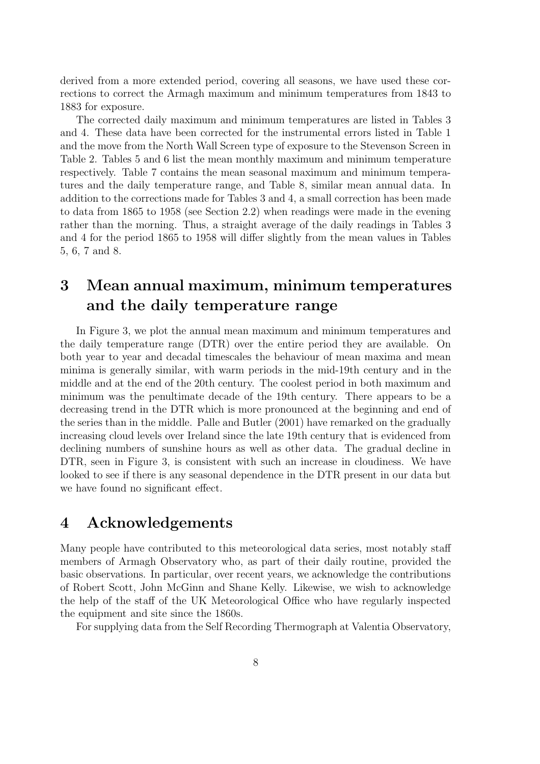derived from a more extended period, covering all seasons, we have used these corrections to correct the Armagh maximum and minimum temperatures from 1843 to 1883 for exposure.

The corrected daily maximum and minimum temperatures are listed in Tables 3 and 4. These data have been corrected for the instrumental errors listed in Table 1 and the move from the North Wall Screen type of exposure to the Stevenson Screen in Table 2. Tables 5 and 6 list the mean monthly maximum and minimum temperature respectively. Table 7 contains the mean seasonal maximum and minimum temperatures and the daily temperature range, and Table 8, similar mean annual data. In addition to the corrections made for Tables 3 and 4, a small correction has been made to data from 1865 to 1958 (see Section 2.2) when readings were made in the evening rather than the morning. Thus, a straight average of the daily readings in Tables 3 and 4 for the period 1865 to 1958 will differ slightly from the mean values in Tables 5, 6, 7 and 8.

# 3 Mean annual maximum, minimum temperatures and the daily temperature range

In Figure 3, we plot the annual mean maximum and minimum temperatures and the daily temperature range (DTR) over the entire period they are available. On both year to year and decadal timescales the behaviour of mean maxima and mean minima is generally similar, with warm periods in the mid-19th century and in the middle and at the end of the 20th century. The coolest period in both maximum and minimum was the penultimate decade of the 19th century. There appears to be a decreasing trend in the DTR which is more pronounced at the beginning and end of the series than in the middle. Palle and Butler (2001) have remarked on the gradually increasing cloud levels over Ireland since the late 19th century that is evidenced from declining numbers of sunshine hours as well as other data. The gradual decline in DTR, seen in Figure 3, is consistent with such an increase in cloudiness. We have looked to see if there is any seasonal dependence in the DTR present in our data but we have found no significant effect.

# 4 Acknowledgements

Many people have contributed to this meteorological data series, most notably staff members of Armagh Observatory who, as part of their daily routine, provided the basic observations. In particular, over recent years, we acknowledge the contributions of Robert Scott, John McGinn and Shane Kelly. Likewise, we wish to acknowledge the help of the staff of the UK Meteorological Office who have regularly inspected the equipment and site since the 1860s.

For supplying data from the Self Recording Thermograph at Valentia Observatory,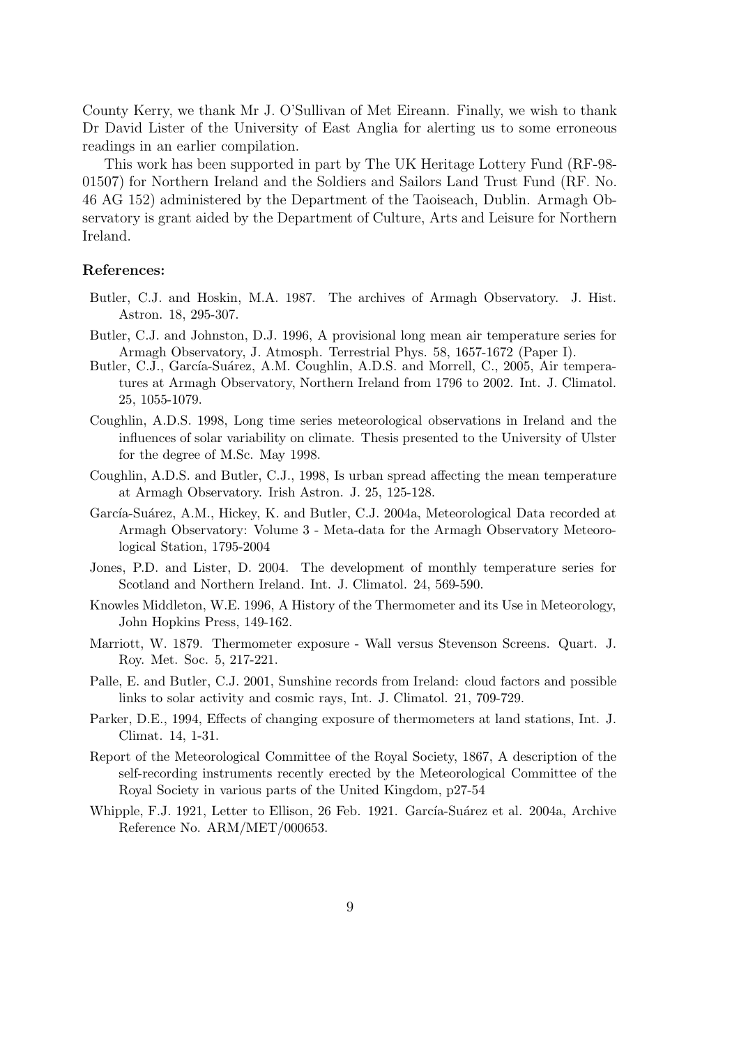County Kerry, we thank Mr J. O'Sullivan of Met Eireann. Finally, we wish to thank Dr David Lister of the University of East Anglia for alerting us to some erroneous readings in an earlier compilation.

This work has been supported in part by The UK Heritage Lottery Fund (RF-98-01507) for Northern Ireland and the Soldiers and Sailors Land Trust Fund (RF. No. 46 AG 152) administered by the Department of the Taoiseach, Dublin. Armagh Observatory is grant aided by the Department of Culture, Arts and Leisure for Northern Ireland.

**References:**

- Butler, C.J. and Hoskin, M.A. 1987. The archives of Armagh Observatory. J. Hist. Astron. 18, 295-307.
- Butler, C.J. and Johnston, D.J. 1996, A provisional long mean air temperature series for Armagh Observatory, J. Atmosph. Terrestrial Phys. 58, 1657-1672 (Paper I).
- Butler, C.J., García-Suárez, A.M. Coughlin, A.D.S. and Morrell, C., 2005, Air temperatures at Armagh Observatory, Northern Ireland from 1796 to 2002. Int. J. Climatol. 25, 1055-1079.
- Coughlin, A.D.S. 1998, Long time series meteorological observations in Ireland and the influences of solar variability on climate. Thesis presented to the University of Ulster for the degree of M.Sc. May 1998.
- Coughlin, A.D.S. and Butler, C.J., 1998, Is urban spread affecting the mean temperature at Armagh Observatory. Irish Astron. J. 25, 125-128.
- García-Suárez, A.M., Hickey, K. and Butler, C.J. 2004a, Meteorological Data recorded at Armagh Observatory: Volume 3 - Meta-data for the Armagh Observatory Meteorological Station, 1795-2004
- Jones, P.D. and Lister, D. 2004. The development of monthly temperature series for Scotland and Northern Ireland. Int. J. Climatol. 24, 569-590.
- Knowles Middleton, W.E. 1996, A History of the Thermometer and its Use in Meteorology, John Hopkins Press, 149-162.
- Marriott, W. 1879. Thermometer exposure - Wall versus Stevenson Screens. Quart. J. Roy. Met. Soc. 5, 217-221.
- Palle, E. and Butler, C.J. 2001, Sunshine records from Ireland: cloud factors and possible links to solar activity and cosmic rays, Int. J. Climatol. 21, 709-729.
- Parker, D.E., 1994, Effects of changing exposure of thermometers at land stations, Int. J. Climat. 14, 1-31.
- Report of the Meteorological Committee of the Royal Society, 1867, A description of the self-recording instruments recently erected by the Meteorological Committee of the Royal Society in various parts of the United Kingdom, p27-54
- Whipple, F.J. 1921, Letter to Ellison, 26 Feb. 1921. García-Suárez et al. 2004a, Archive Reference No. ARM/MET/000653.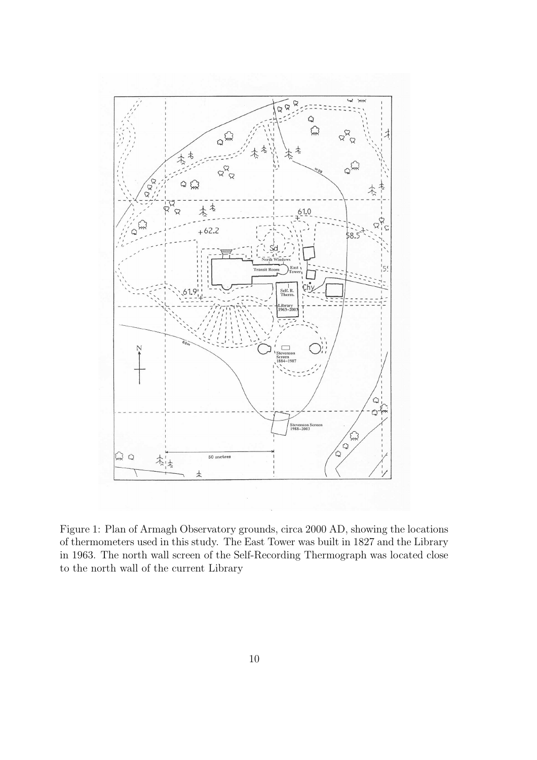Figure 1: Plan of Armagh Observatory grounds, circa 2000 AD, showing the locations of thermometers used in this study. The East Tower was built in 1827 and the Library in 1963. The north wall screen of the Self-Recording Thermograph was located close to the north wall of the current Library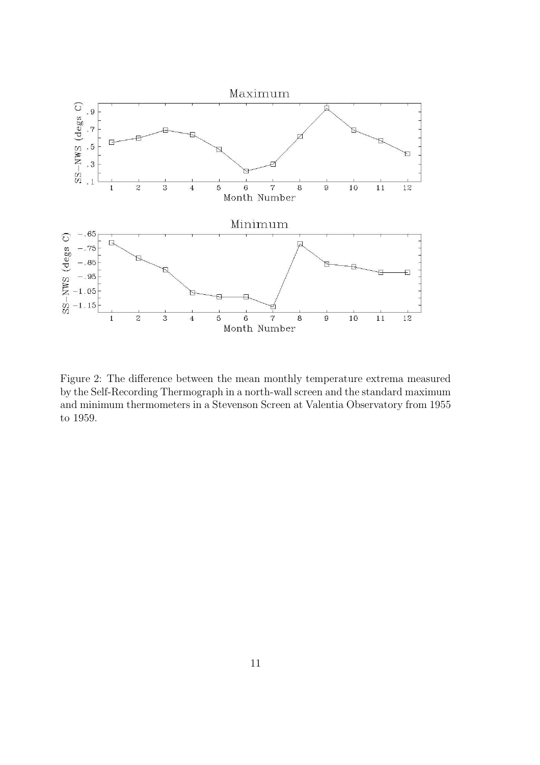Figure 2: The difference between the mean monthly temperature extrema measured by the Self-Recording Thermograph in a north-wall screen and the standard maximum and minimum thermometers in a Stevenson Screen at Valentia Observatory from 1955 to 1959.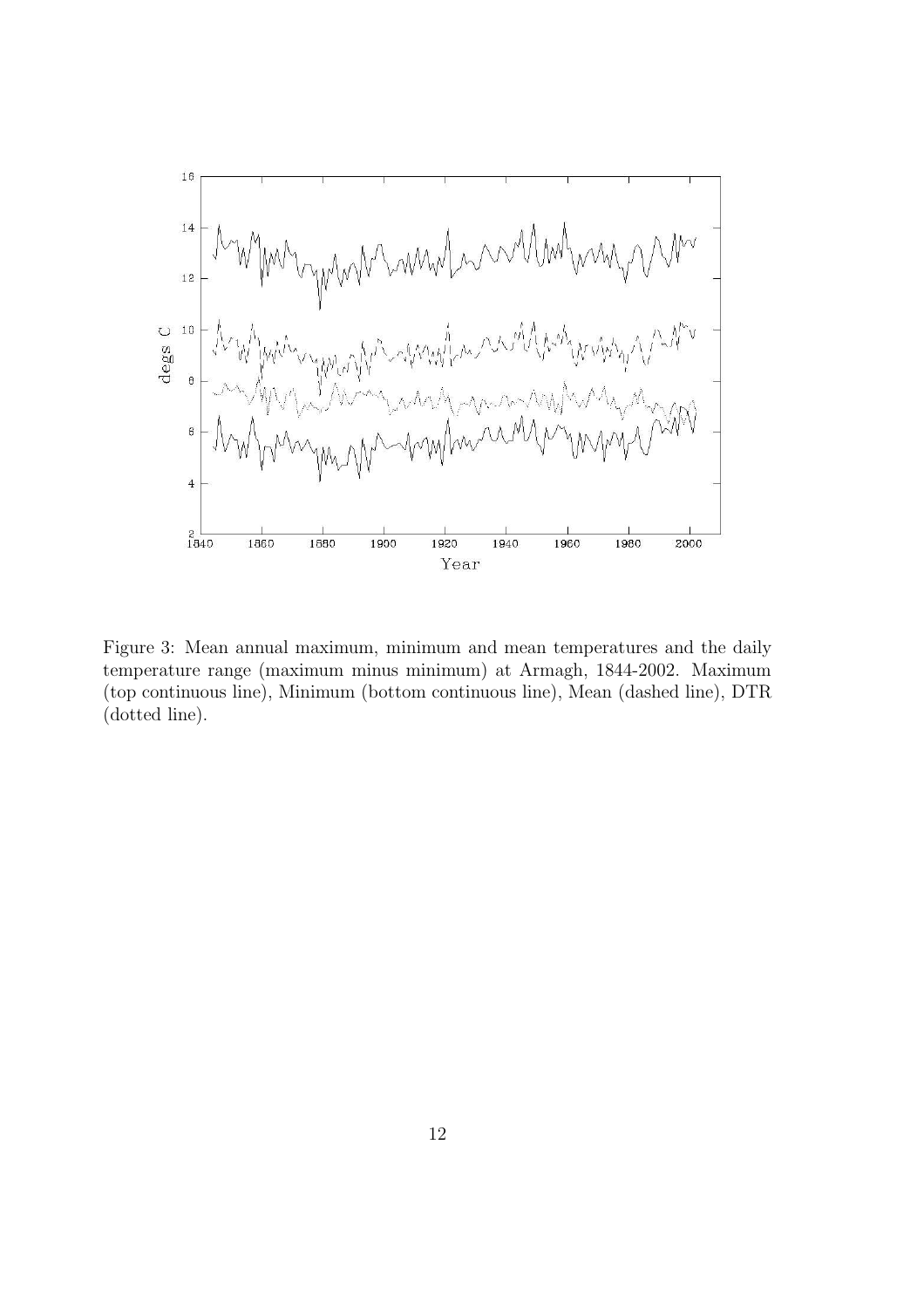16

14

12

degs C

10

8

6

4

2

1840 1860 1880 1900 1920 1940 1960 1980 2000

Year

Figure 3: Mean annual maximum, minimum and mean temperatures and the daily temperature range (maximum minus minimum) at Armagh, 1844-2002. Maximum (top continuous line), Minimum (bottom continuous line), Mean (dashed line), DTR (dotted line).